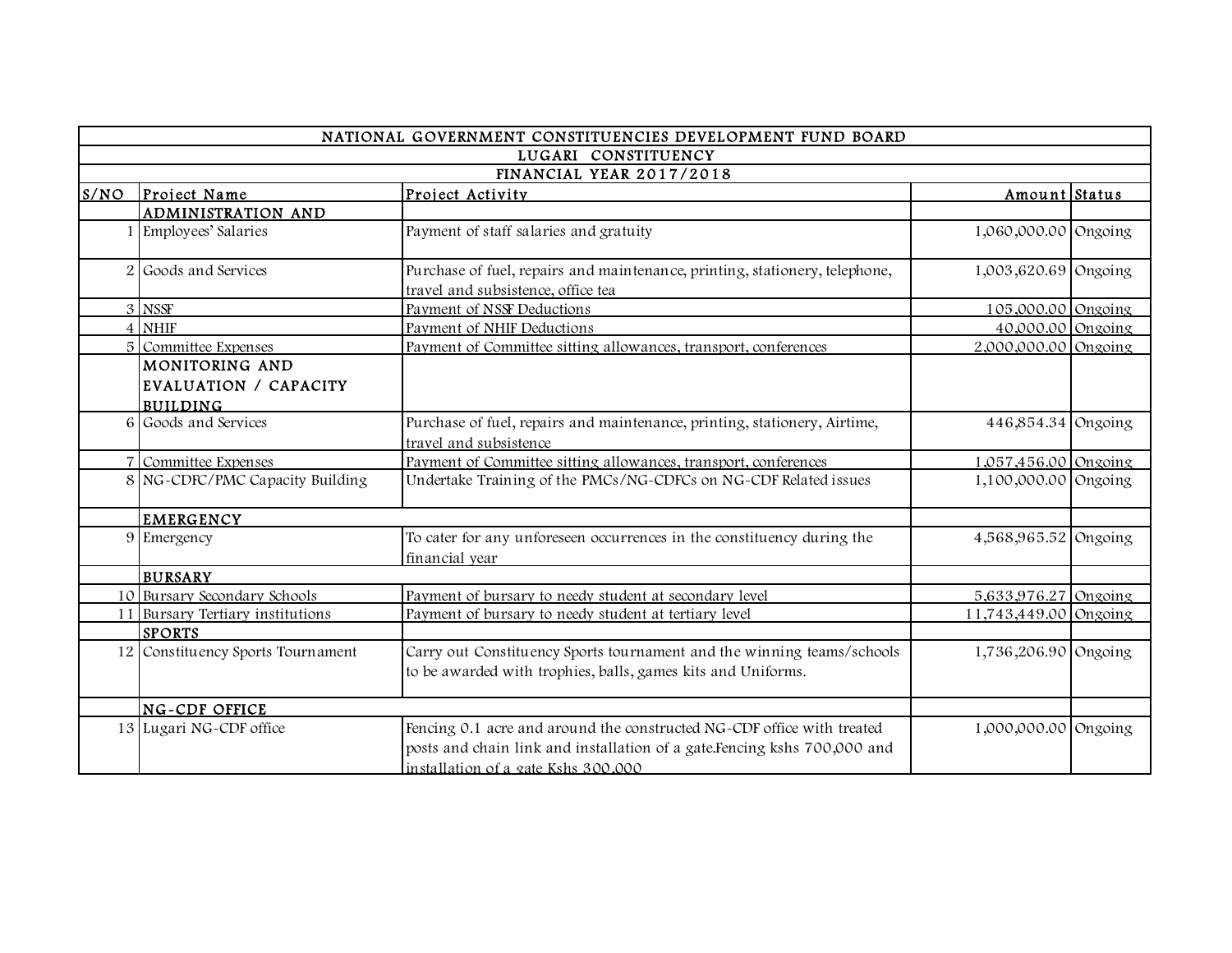| NATIONAL GOVERNMENT CONSTITUENCIES DEVELOPMENT FUND BOARD | | | | |
|---|---|---|---|---|
| LUGARI CONSTITUENCY | | | | |
| FINANCIAL YEAR 2017/2018 | | | | |
| S/NO | Project Name | Project Activity | Amount | Status |
| | ADMINISTRATION AND | | | |
| 1 | Employees' Salaries | Payment of staff salaries and gratuity | 1,060,000.00 | Ongoing |
| 2 | Goods and Services | Purchase of fuel, repairs and maintenance, printing, stationery, telephone, travel and subsistence, office tea | 1,003,620.69 | Ongoing |
| 3 | NSSF | Payment of NSSF Deductions | 105,000.00 | Ongoing |
| 4 | NHIF | Payment of NHIF Deductions | 40,000.00 | Ongoing |
| 5 | Committee Expenses | Payment of Committee sitting allowances, transport, conferences | 2,000,000.00 | Ongoing |
| | MONITORING AND EVALUATION / CAPACITY BUILDING | | | |
| 6 | Goods and Services | Purchase of fuel, repairs and maintenance, printing, stationery, Airtime, travel and subsistence | 446,854.34 | Ongoing |
| 7 | Committee Expenses | Payment of Committee sitting allowances, transport, conferences | 1,057,456.00 | Ongoing |
| 8 | NG-CDFC/PMC Capacity Building | Undertake Training of the PMCs/NG-CDFCs on NG-CDF Related issues | 1,100,000.00 | Ongoing |
| | EMERGENCY | | | |
| 9 | Emergency | To cater for any unforeseen occurrences in the constituency during the financial year | 4,568,965.52 | Ongoing |
| | BURSARY | | | |
| 10 | Bursary Secondary Schools | Payment of bursary to needy student at secondary level | 5,633,976.27 | Ongoing |
| 11 | Bursary Tertiary institutions | Payment of bursary to needy student at tertiary level | 11,743,449.00 | Ongoing |
| | SPORTS | | | |
| 12 | Constituency Sports Tournament | Carry out Constituency Sports tournament and the winning teams/schools to be awarded with trophies, balls, games kits and Uniforms. | 1,736,206.90 | Ongoing |
| | NG-CDF OFFICE | | | |
| 13 | Lugari NG-CDF office | Fencing 0.1 acre and around the constructed NG-CDF office with treated posts and chain link and installation of a gate.Fencing kshs 700,000 and installation of a gate Kshs 300,000 | 1,000,000.00 | Ongoing |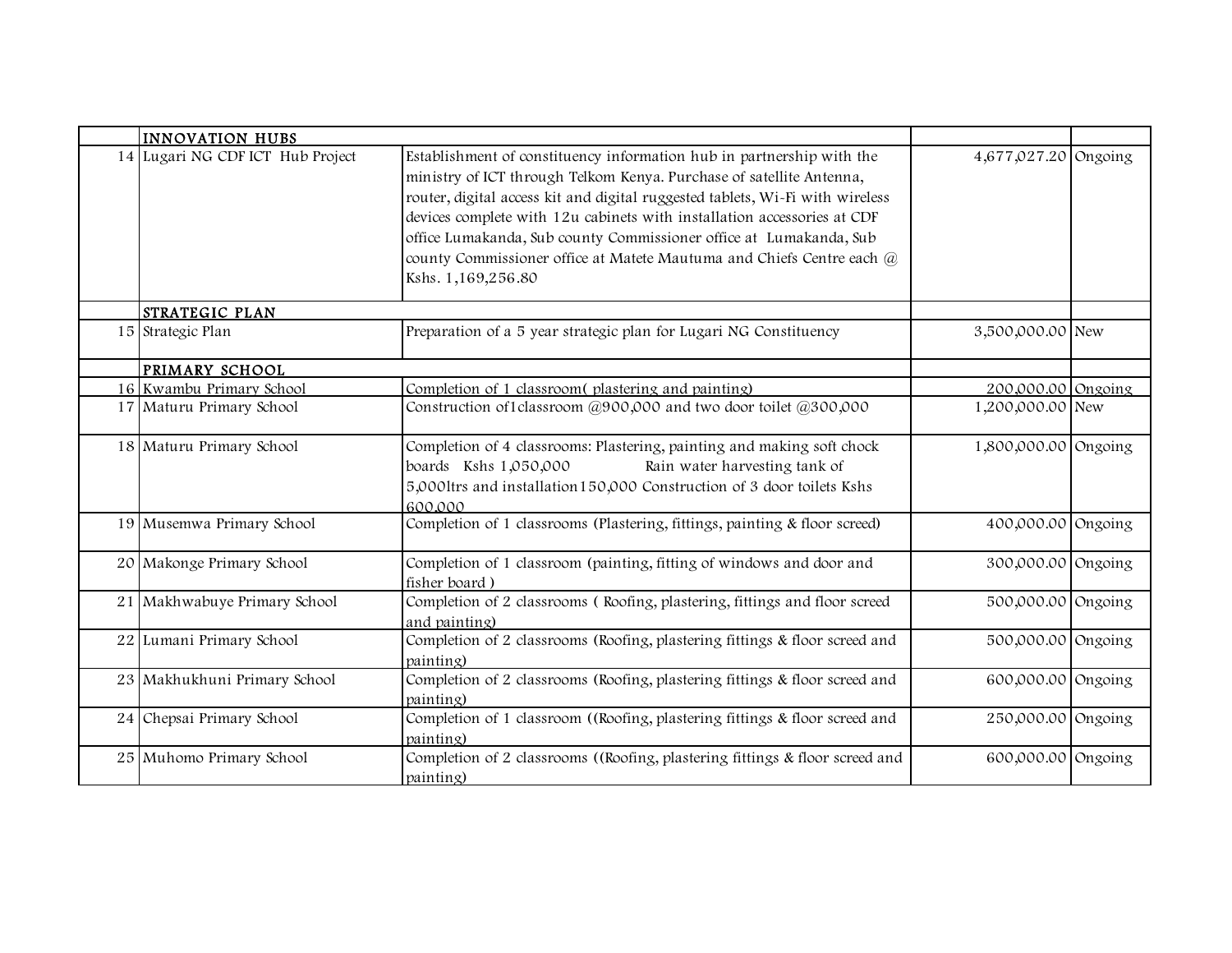| | | | | |
|---|---|---|---|---|
| | INNOVATION HUBS | | | |
| 14 | Lugari NG CDF ICT Hub Project | Establishment of constituency information hub in partnership with the ministry of ICT through Telkom Kenya. Purchase of satellite Antenna, router, digital access kit and digital ruggested tablets, Wi-Fi with wireless devices complete with 12u cabinets with installation accessories at CDF office Lumakanda, Sub county Commissioner office at Lumakanda, Sub county Commissioner office at Matete Mautuma and Chiefs Centre each @ Kshs. 1,169,256.80 | 4,677,027.20 | Ongoing |
| | STRATEGIC PLAN | | | |
| 15 | Strategic Plan | Preparation of a 5 year strategic plan for Lugari NG Constituency | 3,500,000.00 | New |
| | PRIMARY SCHOOL | | | |
| 16 | Kwambu Primary School | Completion of 1 classroom( plastering and painting) | 200,000.00 | Ongoing |
| 17 | Maturu Primary School | Construction of1classroom @900,000 and two door toilet @300,000 | 1,200,000.00 | New |
| 18 | Maturu Primary School | Completion of 4 classrooms: Plastering, painting and making soft chock boards Kshs 1,050,000 Rain water harvesting tank of 5,000ltrs and installation150,000 Construction of 3 door toilets Kshs 600,000 | 1,800,000.00 | Ongoing |
| 19 | Musemwa Primary School | Completion of 1 classrooms (Plastering, fittings, painting & floor screed) | 400,000.00 | Ongoing |
| 20 | Makonge Primary School | Completion of 1 classroom (painting, fitting of windows and door and fisher board ) | 300,000.00 | Ongoing |
| 21 | Makhwabuye Primary School | Completion of 2 classrooms ( Roofing, plastering, fittings and floor screed and painting) | 500,000.00 | Ongoing |
| 22 | Lumani Primary School | Completion of 2 classrooms (Roofing, plastering fittings & floor screed and painting) | 500,000.00 | Ongoing |
| 23 | Makhukhuni Primary School | Completion of 2 classrooms (Roofing, plastering fittings & floor screed and painting) | 600,000.00 | Ongoing |
| 24 | Chepsai Primary School | Completion of 1 classroom ((Roofing, plastering fittings & floor screed and painting) | 250,000.00 | Ongoing |
| 25 | Muhomo Primary School | Completion of 2 classrooms ((Roofing, plastering fittings & floor screed and painting) | 600,000.00 | Ongoing |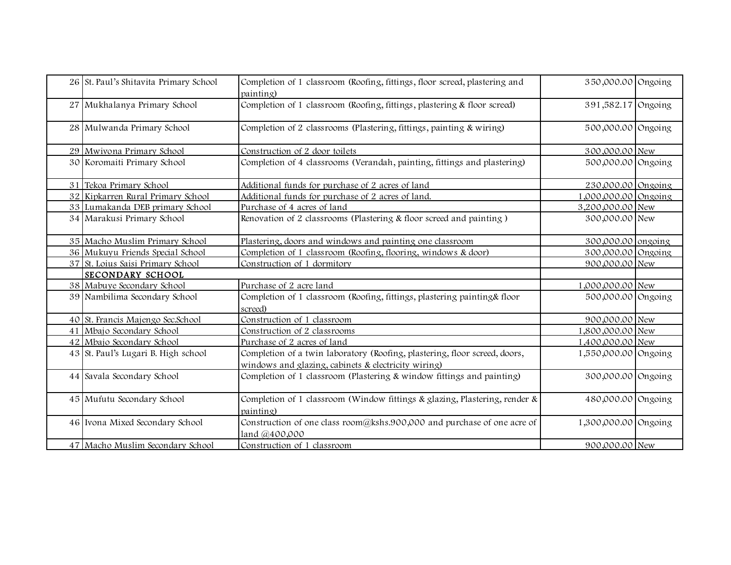| | | | | |
|---|---|---|---|---|
| 26 | St. Paul's Shitavita Primary School | Completion of 1 classroom (Roofing, fittings, floor screed, plastering and painting) | 350,000.00 | Ongoing |
| 27 | Mukhalanya Primary School | Completion of 1 classroom (Roofing, fittings, plastering & floor screed) | 391,582.17 | Ongoing |
| 28 | Mulwanda Primary School | Completion of 2 classrooms (Plastering, fittings, painting & wiring) | 500,000.00 | Ongoing |
| 29 | Mwivona Primary School | Construction of 2 door toilets | 300,000.00 | New |
| 30 | Koromaiti Primary School | Completion of 4 classrooms (Verandah, painting, fittings and plastering) | 500,000.00 | Ongoing |
| 31 | Tekoa Primary School | Additional funds for purchase of 2 acres of land | 230,000.00 | Ongoing |
| 32 | Kipkarren Rural Primary School | Additional funds for purchase of 2 acres of land. | 1,000,000.00 | Ongoing |
| 33 | Lumakanda DEB primary School | Purchase of 4 acres of land | 3,200,000.00 | New |
| 34 | Marakusi Primary School | Renovation of 2 classrooms (Plastering & floor screed and painting ) | 300,000.00 | New |
| 35 | Macho Muslim Primary School | Plastering, doors and windows and painting one classroom | 300,000.00 | ongoing |
| 36 | Mukuyu Friends Special School | Completion of 1 classroom (Roofing, flooring, windows & door) | 300,000.00 | Ongoing |
| 37 | St. Loius Saisi Primary School | Construction of 1 dormitory | 900,000.00 | New |
| | SECONDARY SCHOOL | | | |
| 38 | Mabuye Secondary School | Purchase of 2 acre land | 1,000,000.00 | New |
| 39 | Nambilima Secondary School | Completion of 1 classroom (Roofing, fittings, plastering painting& floor screed) | 500,000.00 | Ongoing |
| 40 | St. Francis Majengo Sec.School | Construction of 1 classroom | 900,000.00 | New |
| 41 | Mbajo Secondary School | Construction of 2 classrooms | 1,800,000.00 | New |
| 42 | Mbajo Secondary School | Purchase of 2 acres of land | 1,400,000.00 | New |
| 43 | St. Paul's Lugari B. High school | Completion of a twin laboratory (Roofing, plastering, floor screed, doors, windows and glazing, cabinets & electricity wiring) | 1,550,000.00 | Ongoing |
| 44 | Savala Secondary School | Completion of 1 classroom (Plastering & window fittings and painting) | 300,000.00 | Ongoing |
| 45 | Mufutu Secondary School | Completion of 1 classroom (Window fittings & glazing, Plastering, render & painting) | 480,000.00 | Ongoing |
| 46 | Ivona Mixed Secondary School | Construction of one class room@kshs.900,000 and purchase of one acre of land @400,000 | 1,300,000.00 | Ongoing |
| 47 | Macho Muslim Secondary School | Construction of 1 classroom | 900,000.00 | New |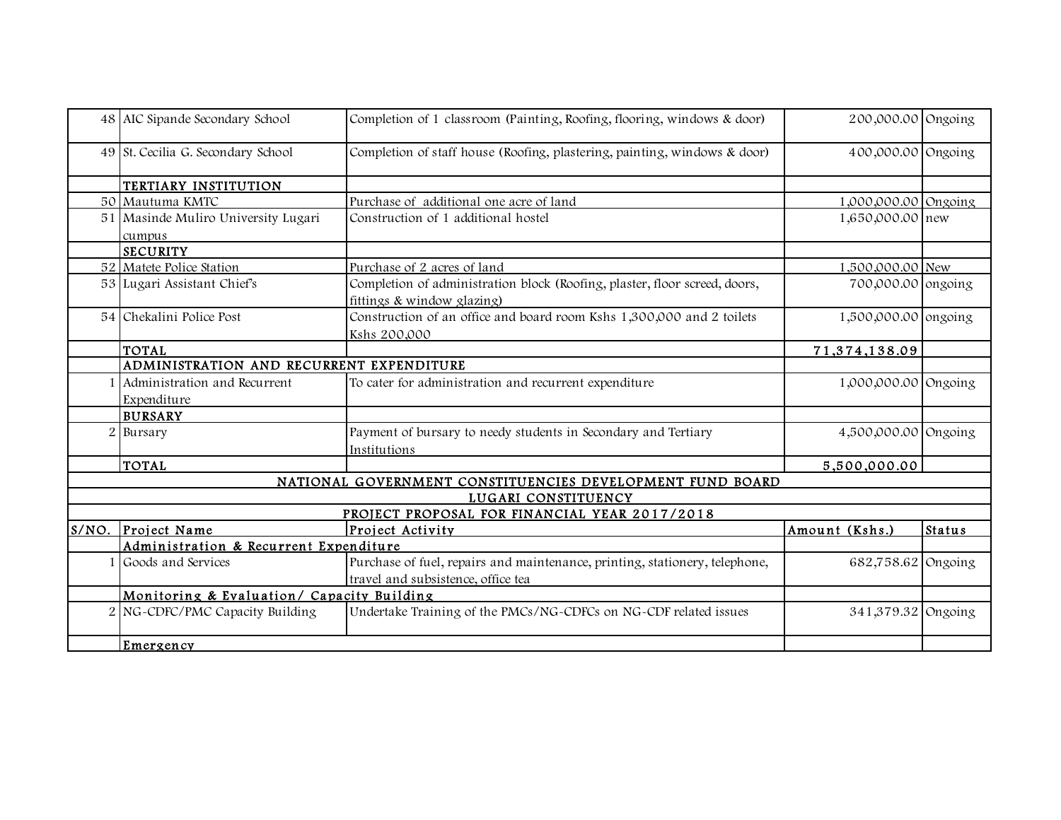| | | | | |
|---|---|---|---|---|
| 48 | AIC Sipande Secondary School | Completion of 1 classroom (Painting, Roofing, flooring, windows & door) | 200,000.00 | Ongoing |
| 49 | St. Cecilia G. Secondary School | Completion of staff house (Roofing, plastering, painting, windows & door) | 400,000.00 | Ongoing |
| | **TERTIARY INSTITUTION** | | | |
| 50 | Mautuma KMTC | Purchase of additional one acre of land | 1,000,000.00 | Ongoing |
| 51 | Masinde Muliro University Lugari cumpus | Construction of 1 additional hostel | 1,650,000.00 | new |
| | **SECURITY** | | | |
| 52 | Matete Police Station | Purchase of 2 acres of land | 1,500,000.00 | New |
| 53 | Lugari Assistant Chief's | Completion of administration block (Roofing, plaster, floor screed, doors, fittings & window glazing) | 700,000.00 | ongoing |
| 54 | Chekalini Police Post | Construction of an office and board room Kshs 1,300,000 and 2 toilets Kshs 200,000 | 1,500,000.00 | ongoing |
| | **TOTAL** | | **71,374,138.09** | |
| | **ADMINISTRATION AND RECURRENT EXPENDITURE** | | | |
| 1 | Administration and Recurrent Expenditure | To cater for administration and recurrent expenditure | 1,000,000.00 | Ongoing |
| | **BURSARY** | | | |
| 2 | Bursary | Payment of bursary to needy students in Secondary and Tertiary Institutions | 4,500,000.00 | Ongoing |
| | **TOTAL** | | **5,500,000.00** | |

**NATIONAL GOVERNMENT CONSTITUENCIES DEVELOPMENT FUND BOARD**

**LUGARI CONSTITUENCY**

**PROJECT PROPOSAL FOR FINANCIAL YEAR 2017/2018**

| S/NO. | Project Name | Project Activity | Amount (Kshs.) | Status |
|---|---|---|---|---|
| | Administration & Recurrent Expenditure | | | |
| 1 | Goods and Services | Purchase of fuel, repairs and maintenance, printing, stationery, telephone, travel and subsistence, office tea | 682,758.62 | Ongoing |
| | Monitoring & Evaluation/ Capacity Building | | | |
| 2 | NG-CDFC/PMC Capacity Building | Undertake Training of the PMCs/NG-CDFCs on NG-CDF related issues | 341,379.32 | Ongoing |
| | Emergency | | | |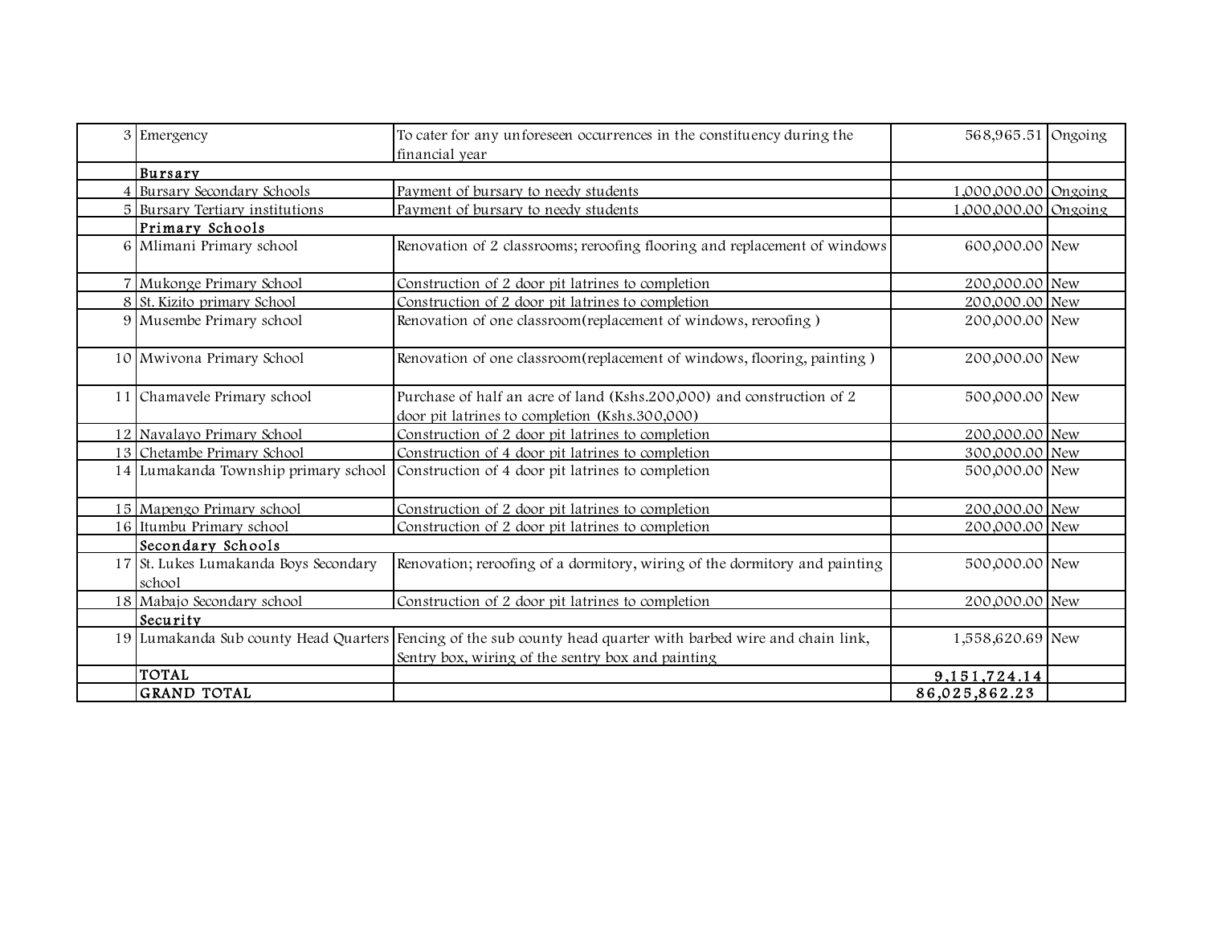| | | | | |
|---|---|---|---|---|
| 3 | Emergency | To cater for any unforeseen occurrences in the constituency during the financial year | 568,965.51 | Ongoing |
| | Bursary | | | |
| 4 | Bursary Secondary Schools | Payment of bursary to needy students | 1,000,000.00 | Ongoing |
| 5 | Bursary Tertiary institutions | Payment of bursary to needy students | 1,000,000.00 | Ongoing |
| | Primary Schools | | | |
| 6 | Mlimani Primary school | Renovation of 2 classrooms; reroofing flooring and replacement of windows | 600,000.00 | New |
| 7 | Mukonge Primary School | Construction of 2 door pit latrines to completion | 200,000.00 | New |
| 8 | St. Kizito primary School | Construction of 2 door pit latrines to completion | 200,000.00 | New |
| 9 | Musembe Primary school | Renovation of one classroom(replacement of windows, reroofing ) | 200,000.00 | New |
| 10 | Mwivona Primary School | Renovation of one classroom(replacement of windows, flooring, painting ) | 200,000.00 | New |
| 11 | Chamavele Primary school | Purchase of half an acre of land (Kshs.200,000) and construction of 2 door pit latrines to completion (Kshs.300,000) | 500,000.00 | New |
| 12 | Navalayo Primary School | Construction of 2 door pit latrines to completion | 200,000.00 | New |
| 13 | Chetambe Primary School | Construction of 4 door pit latrines to completion | 300,000.00 | New |
| 14 | Lumakanda Township primary school | Construction of 4 door pit latrines to completion | 500,000.00 | New |
| 15 | Mapengo Primary school | Construction of 2 door pit latrines to completion | 200,000.00 | New |
| 16 | Itumbu Primary school | Construction of 2 door pit latrines to completion | 200,000.00 | New |
| | Secondary Schools | | | |
| 17 | St. Lukes Lumakanda Boys Secondary school | Renovation; reroofing of a dormitory, wiring of the dormitory and painting | 500,000.00 | New |
| 18 | Mabajo Secondary school | Construction of 2 door pit latrines to completion | 200,000.00 | New |
| | Security | | | |
| 19 | Lumakanda Sub county Head Quarters | Fencing of the sub county head quarter with barbed wire and chain link, Sentry box, wiring of the sentry box and painting | 1,558,620.69 | New |
| | TOTAL | | 9,151,724.14 | |
| | GRAND TOTAL | | 86,025,862.23 | |